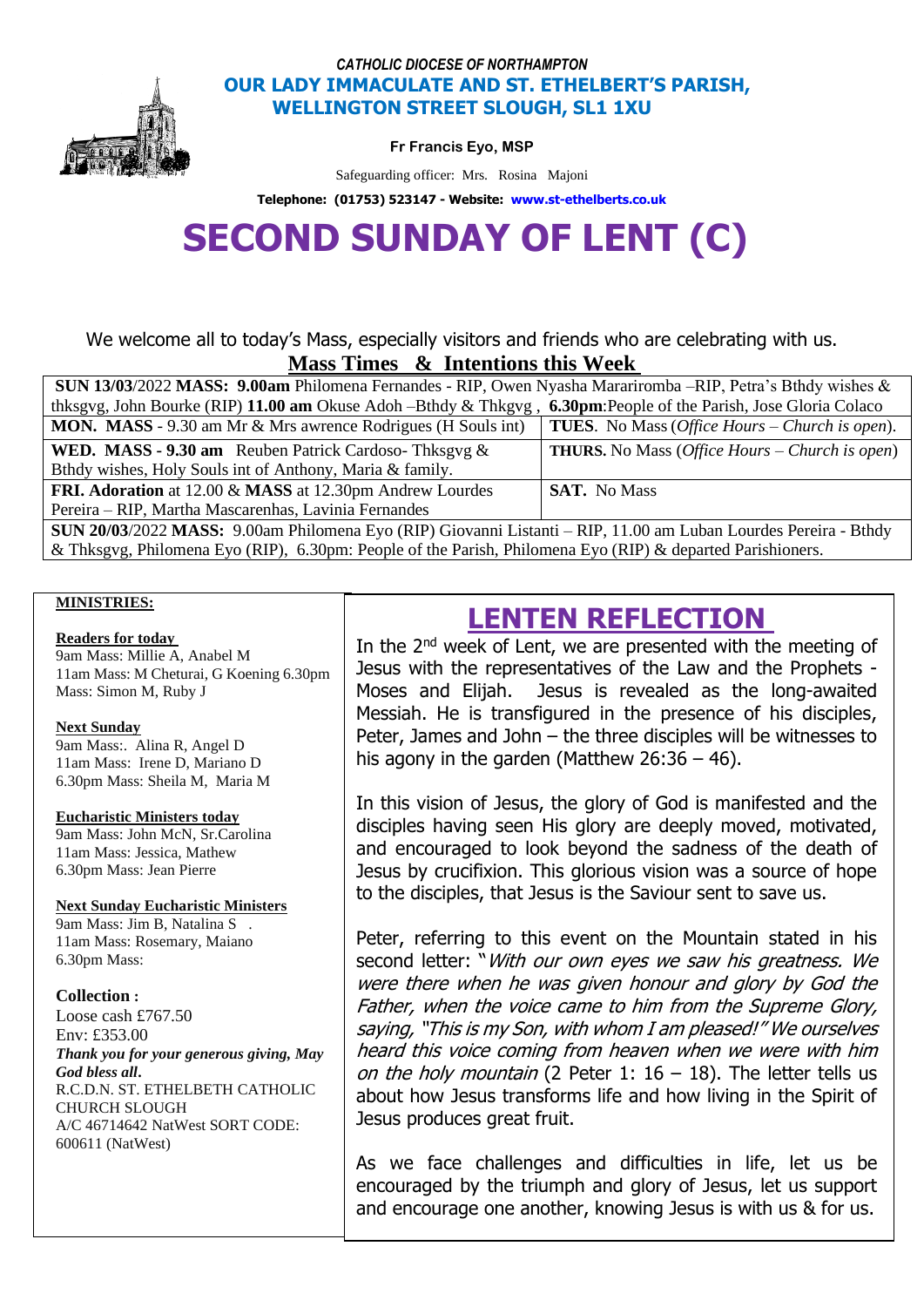*CATHOLIC DIOCESE OF NORTHAMPTON*

**OUR LADY IMMACULATE AND ST. ETHELBERT'S PARISH, WELLINGTON STREET SLOUGH, SL1 1XU**

**Fr Francis Eyo, MSP**

Safeguarding officer: Mrs. Rosina Majoni

**Telephone: (01753) 523147 - Website: www.st-ethelberts.co.uk**

# SECOND SUNDAY OF LENT (C)

We welcome all to today's Mass, especially visitors and friends who are celebrating with us.

## Mass Times & Intentions this Week

| | |
|---|---|
| **SUN 13/03**/2022 **MASS: 9.00am** Philomena Fernandes - RIP, Owen Nyasha Mararirombа –RIP, Petra's Bthdy wishes & thksgvg, John Bourke (RIP) **11.00 am** Okuse Adoh –Bthdy & Thkgvg , **6.30pm**:People of the Parish, Jose Gloria Colaco | |
| **MON. MASS** - 9.30 am Mr & Mrs awrence Rodrigues (H Souls int) | **TUES**. No Mass (*Office Hours – Church is open*). |
| **WED. MASS - 9.30 am** Reuben Patrick Cardoso- Thksgvg & Bthdy wishes, Holy Souls int of Anthony, Maria & family. | **THURS.** No Mass (*Office Hours – Church is open*) |
| **FRI. Adoration** at 12.00 & **MASS** at 12.30pm Andrew Lourdes Pereira – RIP, Martha Mascarenhas, Lavinia Fernandes | **SAT.** No Mass |
| **SUN 20/03**/2022 **MASS:** 9.00am Philomena Eyo (RIP) Giovanni Listanti – RIP, 11.00 am Luban Lourdes Pereira - Bthdy & Thksgvg, Philomena Eyo (RIP), 6.30pm: People of the Parish, Philomena Eyo (RIP) & departed Parishioners. | |

**MINISTRIES:**

**Readers for today**
9am Mass: Millie A, Anabel M
11am Mass: M Cheturai, G Koening 6.30pm Mass: Simon M, Ruby J

**Next Sunday**
9am Mass:. Alina R, Angel D
11am Mass: Irene D, Mariano D
6.30pm Mass: Sheila M, Maria M

**Eucharistic Ministers today**
9am Mass: John McN, Sr.Carolina
11am Mass: Jessica, Mathew
6.30pm Mass: Jean Pierre

**Next Sunday Eucharistic Ministers**
9am Mass: Jim B, Natalina S .
11am Mass: Rosemary, Maiano
6.30pm Mass:

**Collection :**
Loose cash £767.50
Env: £353.00
***Thank you for your generous giving, May God bless all*.**
R.C.D.N. ST. ETHELBETH CATHOLIC CHURCH SLOUGH
A/C 46714642 NatWest SORT CODE: 600611 (NatWest)

## LENTEN REFLECTION

In the 2nd week of Lent, we are presented with the meeting of Jesus with the representatives of the Law and the Prophets - Moses and Elijah. Jesus is revealed as the long-awaited Messiah. He is transfigured in the presence of his disciples, Peter, James and John – the three disciples will be witnesses to his agony in the garden (Matthew 26:36 – 46).

In this vision of Jesus, the glory of God is manifested and the disciples having seen His glory are deeply moved, motivated, and encouraged to look beyond the sadness of the death of Jesus by crucifixion. This glorious vision was a source of hope to the disciples, that Jesus is the Saviour sent to save us.

Peter, referring to this event on the Mountain stated in his second letter: "*With our own eyes we saw his greatness. We were there when he was given honour and glory by God the Father, when the voice came to him from the Supreme Glory, saying, "This is my Son, with whom I am pleased!" We ourselves heard this voice coming from heaven when we were with him on the holy mountain* (2 Peter 1: 16 – 18). The letter tells us about how Jesus transforms life and how living in the Spirit of Jesus produces great fruit.

As we face challenges and difficulties in life, let us be encouraged by the triumph and glory of Jesus, let us support and encourage one another, knowing Jesus is with us & for us.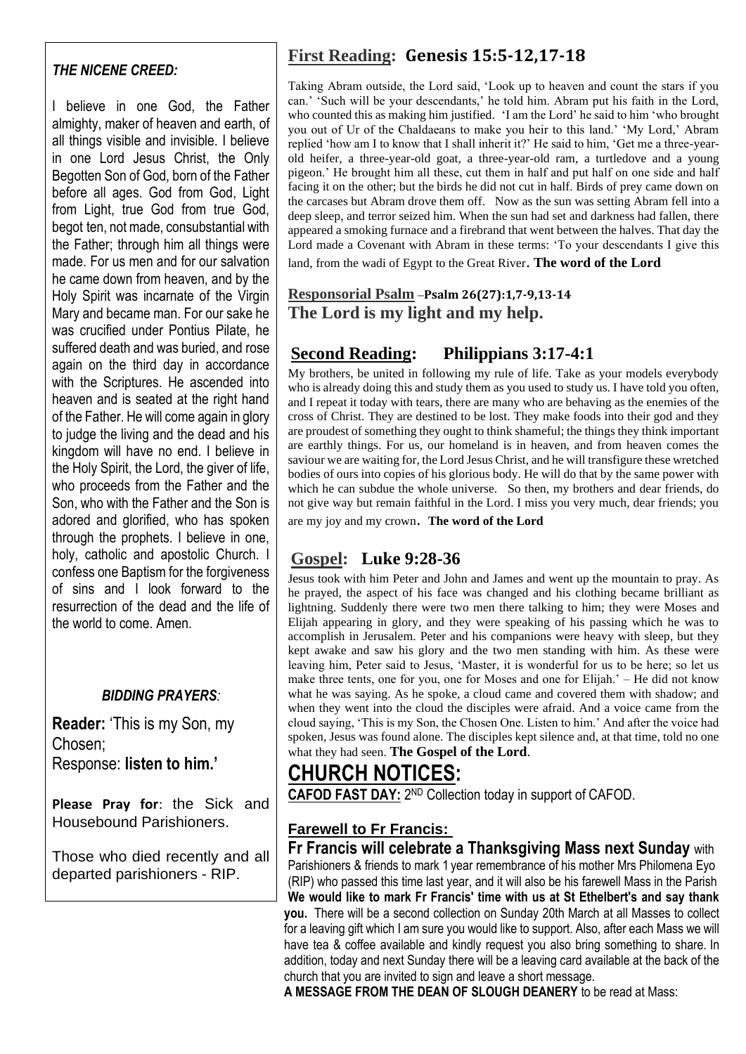### *THE NICENE CREED:*

I believe in one God, the Father almighty, maker of heaven and earth, of all things visible and invisible. I believe in one Lord Jesus Christ, the Only Begotten Son of God, born of the Father before all ages. God from God, Light from Light, true God from true God, begot ten, not made, consubstantial with the Father; through him all things were made. For us men and for our salvation he came down from heaven, and by the Holy Spirit was incarnate of the Virgin Mary and became man. For our sake he was crucified under Pontius Pilate, he suffered death and was buried, and rose again on the third day in accordance with the Scriptures. He ascended into heaven and is seated at the right hand of the Father. He will come again in glory to judge the living and the dead and his kingdom will have no end. I believe in the Holy Spirit, the Lord, the giver of life, who proceeds from the Father and the Son, who with the Father and the Son is adored and glorified, who has spoken through the prophets. I believe in one, holy, catholic and apostolic Church. I confess one Baptism for the forgiveness of sins and I look forward to the resurrection of the dead and the life of the world to come. Amen.

### *BIDDING PRAYERS:*

**Reader:** 'This is my Son, my Chosen;
Response: **listen to him.'**

**Please Pray for**: the Sick and Housebound Parishioners.

Those who died recently and all departed parishioners - RIP.

## First Reading: Genesis 15:5-12,17-18

Taking Abram outside, the Lord said, 'Look up to heaven and count the stars if you can.' 'Such will be your descendants,' he told him. Abram put his faith in the Lord, who counted this as making him justified. 'I am the Lord' he said to him 'who brought you out of Ur of the Chaldaeans to make you heir to this land.' 'My Lord,' Abram replied 'how am I to know that I shall inherit it?' He said to him, 'Get me a three-year-old heifer, a three-year-old goat, a three-year-old ram, a turtledove and a young pigeon.' He brought him all these, cut them in half and put half on one side and half facing it on the other; but the birds he did not cut in half. Birds of prey came down on the carcases but Abram drove them off. Now as the sun was setting Abram fell into a deep sleep, and terror seized him. When the sun had set and darkness had fallen, there appeared a smoking furnace and a firebrand that went between the halves. That day the Lord made a Covenant with Abram in these terms: 'To your descendants I give this land, from the wadi of Egypt to the Great River. **The word of the Lord**

**Responsorial Psalm** –**Psalm 26(27):1,7-9,13-14**
**The Lord is my light and my help.**

## Second Reading: Philippians 3:17-4:1

My brothers, be united in following my rule of life. Take as your models everybody who is already doing this and study them as you used to study us. I have told you often, and I repeat it today with tears, there are many who are behaving as the enemies of the cross of Christ. They are destined to be lost. They make foods into their god and they are proudest of something they ought to think shameful; the things they think important are earthly things. For us, our homeland is in heaven, and from heaven comes the saviour we are waiting for, the Lord Jesus Christ, and he will transfigure these wretched bodies of ours into copies of his glorious body. He will do that by the same power with which he can subdue the whole universe. So then, my brothers and dear friends, do not give way but remain faithful in the Lord. I miss you very much, dear friends; you are my joy and my crown. **The word of the Lord**

## Gospel: Luke 9:28-36

Jesus took with him Peter and John and James and went up the mountain to pray. As he prayed, the aspect of his face was changed and his clothing became brilliant as lightning. Suddenly there were two men there talking to him; they were Moses and Elijah appearing in glory, and they were speaking of his passing which he was to accomplish in Jerusalem. Peter and his companions were heavy with sleep, but they kept awake and saw his glory and the two men standing with him. As these were leaving him, Peter said to Jesus, 'Master, it is wonderful for us to be here; so let us make three tents, one for you, one for Moses and one for Elijah.' – He did not know what he was saying. As he spoke, a cloud came and covered them with shadow; and when they went into the cloud the disciples were afraid. And a voice came from the cloud saying, 'This is my Son, the Chosen One. Listen to him.' And after the voice had spoken, Jesus was found alone. The disciples kept silence and, at that time, told no one what they had seen. **The Gospel of the Lord**.

# CHURCH NOTICES:

**CAFOD FAST DAY:** 2ND Collection today in support of CAFOD.

### Farewell to Fr Francis:

**Fr Francis will celebrate a Thanksgiving Mass next Sunday** with Parishioners & friends to mark 1 year remembrance of his mother Mrs Philomena Eyo (RIP) who passed this time last year, and it will also be his farewell Mass in the Parish **We would like to mark Fr Francis' time with us at St Ethelbert's and say thank you.** There will be a second collection on Sunday 20th March at all Masses to collect for a leaving gift which I am sure you would like to support. Also, after each Mass we will have tea & coffee available and kindly request you also bring something to share. In addition, today and next Sunday there will be a leaving card available at the back of the church that you are invited to sign and leave a short message.

**A MESSAGE FROM THE DEAN OF SLOUGH DEANERY** to be read at Mass: